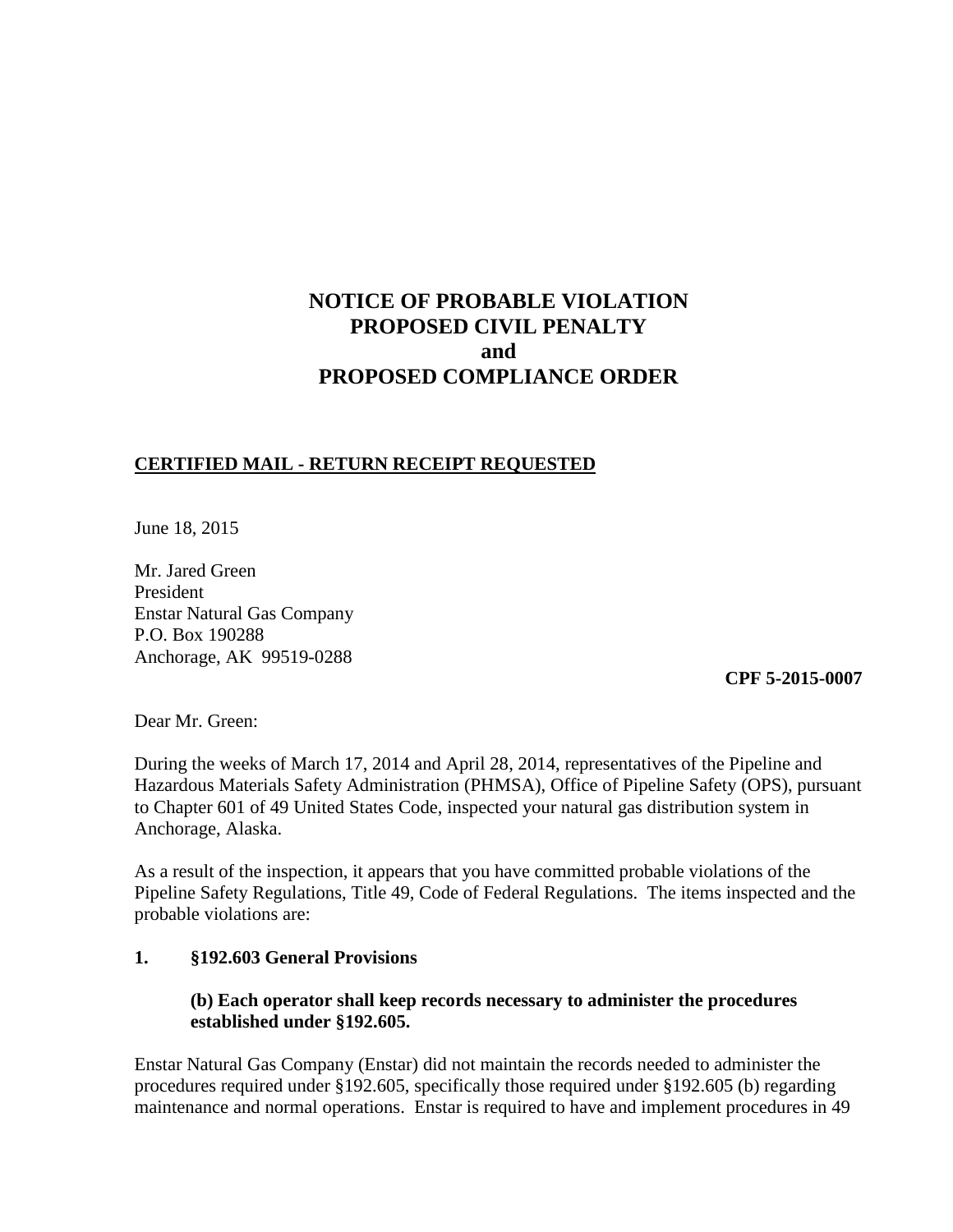**NOTICE OF PROBABLE VIOLATION**
**PROPOSED CIVIL PENALTY**
**and**
**PROPOSED COMPLIANCE ORDER**

**CERTIFIED MAIL - RETURN RECEIPT REQUESTED**

June 18, 2015

Mr. Jared Green
President
Enstar Natural Gas Company
P.O. Box 190288
Anchorage, AK 99519-0288

**CPF 5-2015-0007**

Dear Mr. Green:

During the weeks of March 17, 2014 and April 28, 2014, representatives of the Pipeline and Hazardous Materials Safety Administration (PHMSA), Office of Pipeline Safety (OPS), pursuant to Chapter 601 of 49 United States Code, inspected your natural gas distribution system in Anchorage, Alaska.

As a result of the inspection, it appears that you have committed probable violations of the Pipeline Safety Regulations, Title 49, Code of Federal Regulations. The items inspected and the probable violations are:

**1. §192.603 General Provisions**

**(b) Each operator shall keep records necessary to administer the procedures established under §192.605.**

Enstar Natural Gas Company (Enstar) did not maintain the records needed to administer the procedures required under §192.605, specifically those required under §192.605 (b) regarding maintenance and normal operations. Enstar is required to have and implement procedures in 49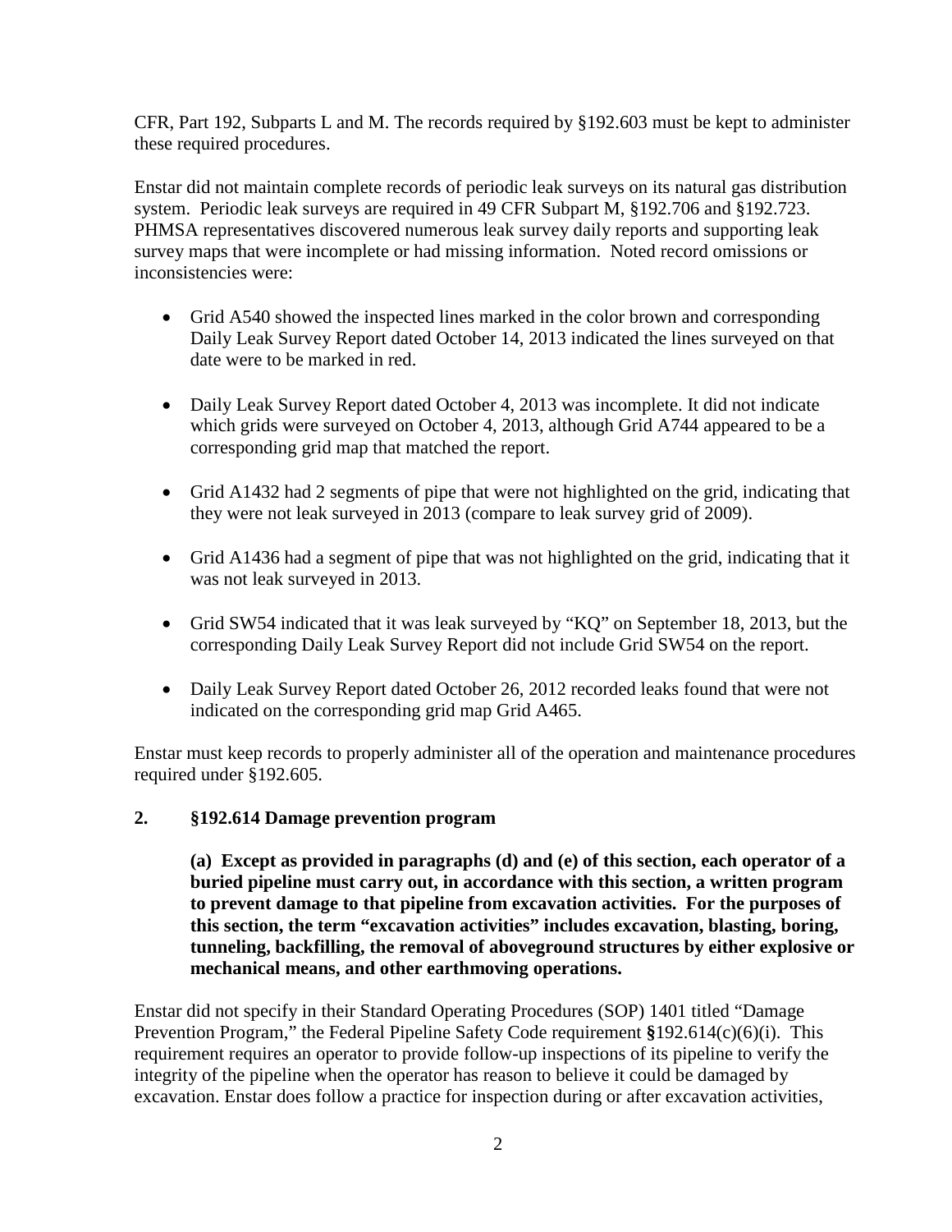CFR, Part 192, Subparts L and M. The records required by §192.603 must be kept to administer these required procedures.

Enstar did not maintain complete records of periodic leak surveys on its natural gas distribution system. Periodic leak surveys are required in 49 CFR Subpart M, §192.706 and §192.723. PHMSA representatives discovered numerous leak survey daily reports and supporting leak survey maps that were incomplete or had missing information. Noted record omissions or inconsistencies were:

- Grid A540 showed the inspected lines marked in the color brown and corresponding Daily Leak Survey Report dated October 14, 2013 indicated the lines surveyed on that date were to be marked in red.
- Daily Leak Survey Report dated October 4, 2013 was incomplete. It did not indicate which grids were surveyed on October 4, 2013, although Grid A744 appeared to be a corresponding grid map that matched the report.
- Grid A1432 had 2 segments of pipe that were not highlighted on the grid, indicating that they were not leak surveyed in 2013 (compare to leak survey grid of 2009).
- Grid A1436 had a segment of pipe that was not highlighted on the grid, indicating that it was not leak surveyed in 2013.
- Grid SW54 indicated that it was leak surveyed by "KQ" on September 18, 2013, but the corresponding Daily Leak Survey Report did not include Grid SW54 on the report.
- Daily Leak Survey Report dated October 26, 2012 recorded leaks found that were not indicated on the corresponding grid map Grid A465.

Enstar must keep records to properly administer all of the operation and maintenance procedures required under §192.605.

**2. §192.614 Damage prevention program**

**(a) Except as provided in paragraphs (d) and (e) of this section, each operator of a buried pipeline must carry out, in accordance with this section, a written program to prevent damage to that pipeline from excavation activities. For the purposes of this section, the term "excavation activities" includes excavation, blasting, boring, tunneling, backfilling, the removal of aboveground structures by either explosive or mechanical means, and other earthmoving operations.**

Enstar did not specify in their Standard Operating Procedures (SOP) 1401 titled "Damage Prevention Program," the Federal Pipeline Safety Code requirement **§**192.614(c)(6)(i). This requirement requires an operator to provide follow-up inspections of its pipeline to verify the integrity of the pipeline when the operator has reason to believe it could be damaged by excavation. Enstar does follow a practice for inspection during or after excavation activities,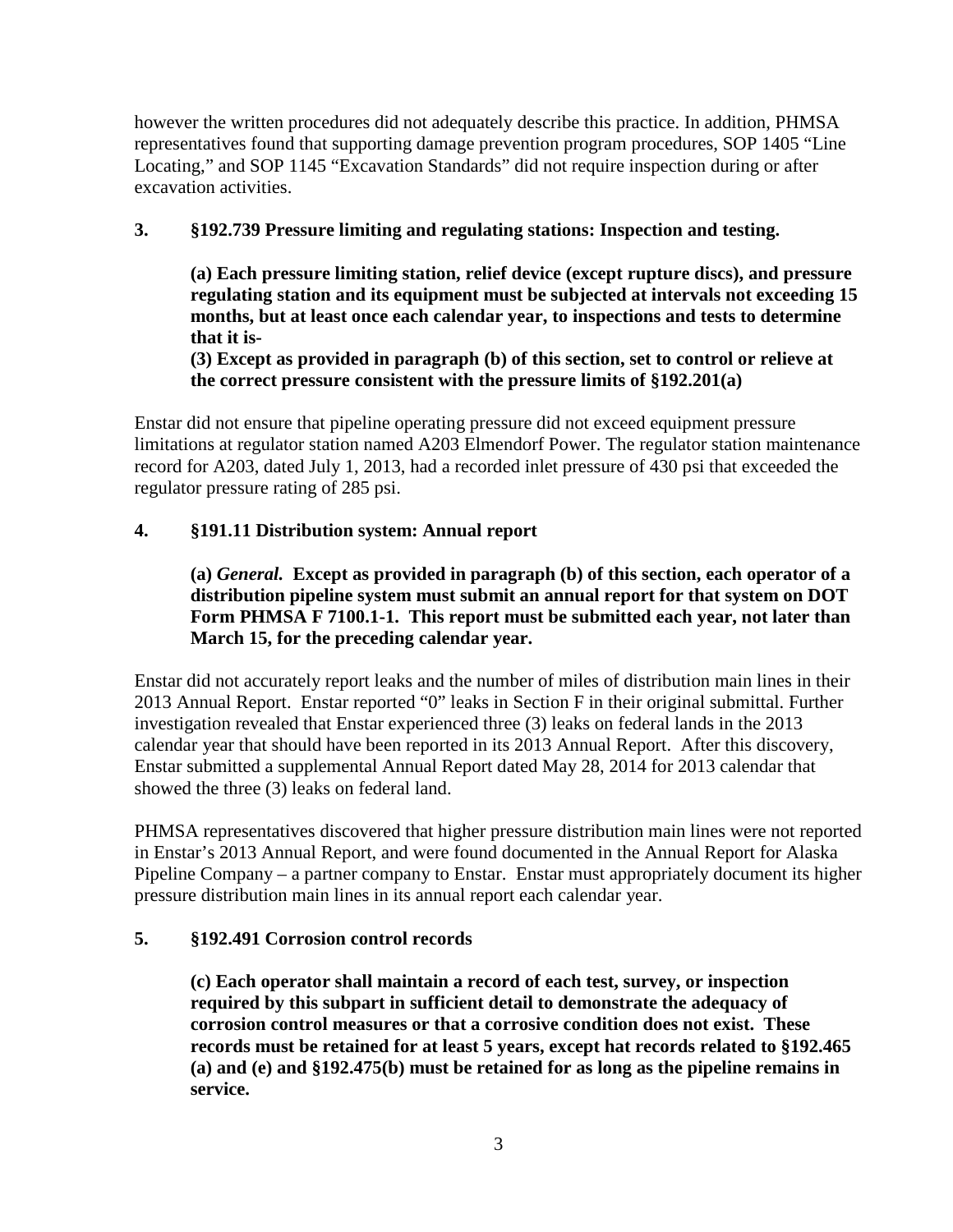however the written procedures did not adequately describe this practice. In addition, PHMSA representatives found that supporting damage prevention program procedures, SOP 1405 "Line Locating," and SOP 1145 "Excavation Standards" did not require inspection during or after excavation activities.

**3. §192.739 Pressure limiting and regulating stations: Inspection and testing.**

> **(a) Each pressure limiting station, relief device (except rupture discs), and pressure regulating station and its equipment must be subjected at intervals not exceeding 15 months, but at least once each calendar year, to inspections and tests to determine that it is-**
>
> **(3) Except as provided in paragraph (b) of this section, set to control or relieve at the correct pressure consistent with the pressure limits of §192.201(a)**

Enstar did not ensure that pipeline operating pressure did not exceed equipment pressure limitations at regulator station named A203 Elmendorf Power. The regulator station maintenance record for A203, dated July 1, 2013, had a recorded inlet pressure of 430 psi that exceeded the regulator pressure rating of 285 psi.

**4. §191.11 Distribution system: Annual report**

> **(a) *General.* Except as provided in paragraph (b) of this section, each operator of a distribution pipeline system must submit an annual report for that system on DOT Form PHMSA F 7100.1-1. This report must be submitted each year, not later than March 15, for the preceding calendar year.**

Enstar did not accurately report leaks and the number of miles of distribution main lines in their 2013 Annual Report. Enstar reported "0" leaks in Section F in their original submittal. Further investigation revealed that Enstar experienced three (3) leaks on federal lands in the 2013 calendar year that should have been reported in its 2013 Annual Report. After this discovery, Enstar submitted a supplemental Annual Report dated May 28, 2014 for 2013 calendar that showed the three (3) leaks on federal land.

PHMSA representatives discovered that higher pressure distribution main lines were not reported in Enstar's 2013 Annual Report, and were found documented in the Annual Report for Alaska Pipeline Company – a partner company to Enstar. Enstar must appropriately document its higher pressure distribution main lines in its annual report each calendar year.

**5. §192.491 Corrosion control records**

> **(c) Each operator shall maintain a record of each test, survey, or inspection required by this subpart in sufficient detail to demonstrate the adequacy of corrosion control measures or that a corrosive condition does not exist. These records must be retained for at least 5 years, except hat records related to §192.465 (a) and (e) and §192.475(b) must be retained for as long as the pipeline remains in service.**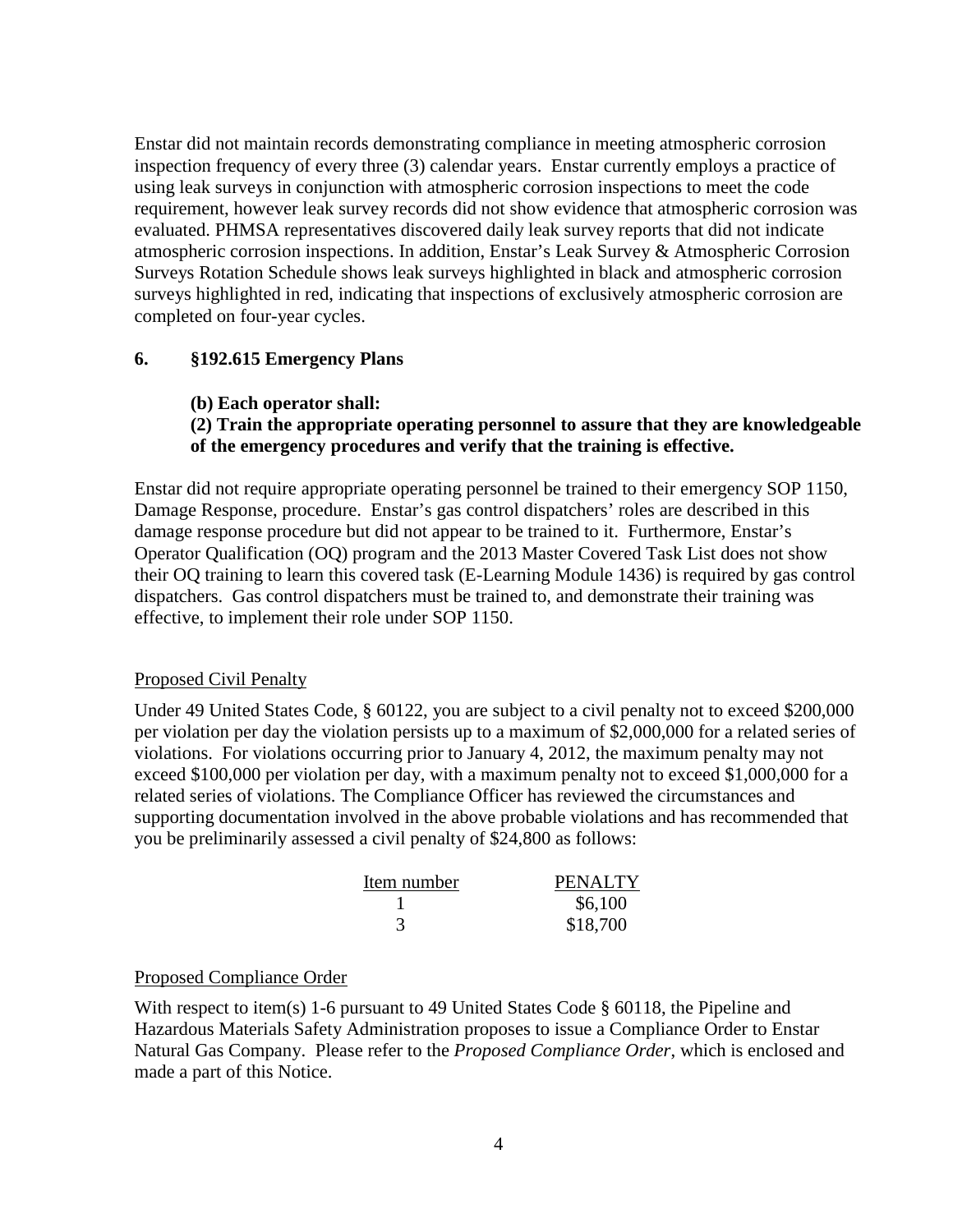Enstar did not maintain records demonstrating compliance in meeting atmospheric corrosion inspection frequency of every three (3) calendar years. Enstar currently employs a practice of using leak surveys in conjunction with atmospheric corrosion inspections to meet the code requirement, however leak survey records did not show evidence that atmospheric corrosion was evaluated. PHMSA representatives discovered daily leak survey reports that did not indicate atmospheric corrosion inspections. In addition, Enstar's Leak Survey & Atmospheric Corrosion Surveys Rotation Schedule shows leak surveys highlighted in black and atmospheric corrosion surveys highlighted in red, indicating that inspections of exclusively atmospheric corrosion are completed on four-year cycles.

**6. §192.615 Emergency Plans**

**(b) Each operator shall:**
**(2) Train the appropriate operating personnel to assure that they are knowledgeable of the emergency procedures and verify that the training is effective.**

Enstar did not require appropriate operating personnel be trained to their emergency SOP 1150, Damage Response, procedure. Enstar's gas control dispatchers' roles are described in this damage response procedure but did not appear to be trained to it. Furthermore, Enstar's Operator Qualification (OQ) program and the 2013 Master Covered Task List does not show their OQ training to learn this covered task (E-Learning Module 1436) is required by gas control dispatchers. Gas control dispatchers must be trained to, and demonstrate their training was effective, to implement their role under SOP 1150.

Proposed Civil Penalty

Under 49 United States Code, § 60122, you are subject to a civil penalty not to exceed $200,000 per violation per day the violation persists up to a maximum of $2,000,000 for a related series of violations. For violations occurring prior to January 4, 2012, the maximum penalty may not exceed $100,000 per violation per day, with a maximum penalty not to exceed $1,000,000 for a related series of violations. The Compliance Officer has reviewed the circumstances and supporting documentation involved in the above probable violations and has recommended that you be preliminarily assessed a civil penalty of $24,800 as follows:

| Item number | PENALTY |
|---|---|
| 1 | $6,100 |
| 3 | $18,700 |

Proposed Compliance Order

With respect to item(s) 1-6 pursuant to 49 United States Code § 60118, the Pipeline and Hazardous Materials Safety Administration proposes to issue a Compliance Order to Enstar Natural Gas Company. Please refer to the *Proposed Compliance Order*, which is enclosed and made a part of this Notice.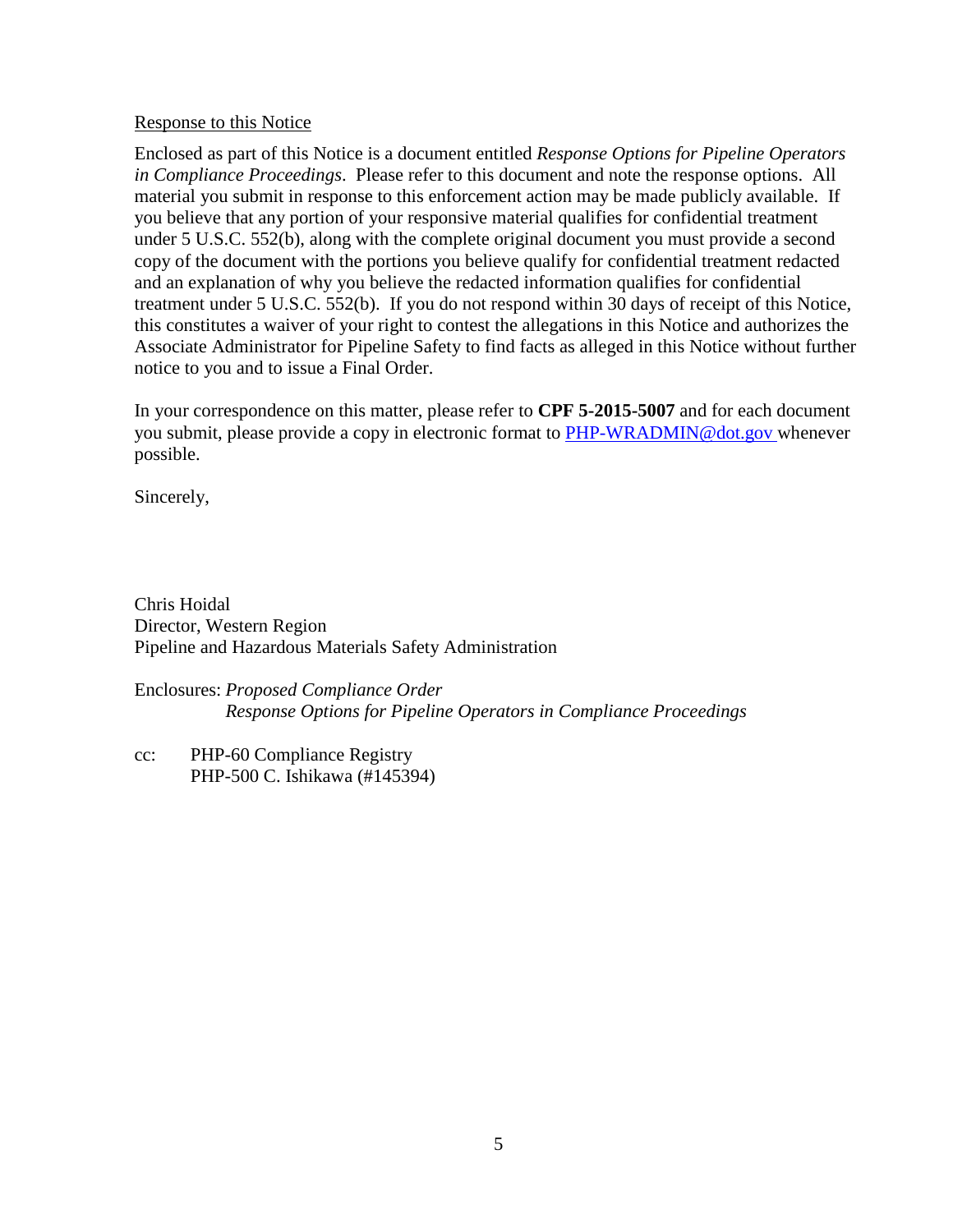Response to this Notice

Enclosed as part of this Notice is a document entitled *Response Options for Pipeline Operators in Compliance Proceedings*. Please refer to this document and note the response options. All material you submit in response to this enforcement action may be made publicly available. If you believe that any portion of your responsive material qualifies for confidential treatment under 5 U.S.C. 552(b), along with the complete original document you must provide a second copy of the document with the portions you believe qualify for confidential treatment redacted and an explanation of why you believe the redacted information qualifies for confidential treatment under 5 U.S.C. 552(b). If you do not respond within 30 days of receipt of this Notice, this constitutes a waiver of your right to contest the allegations in this Notice and authorizes the Associate Administrator for Pipeline Safety to find facts as alleged in this Notice without further notice to you and to issue a Final Order.

In your correspondence on this matter, please refer to **CPF 5-2015-5007** and for each document you submit, please provide a copy in electronic format to PHP-WRADMIN@dot.gov whenever possible.

Sincerely,

Chris Hoidal
Director, Western Region
Pipeline and Hazardous Materials Safety Administration

Enclosures: *Proposed Compliance Order*
*Response Options for Pipeline Operators in Compliance Proceedings*

cc: PHP-60 Compliance Registry
PHP-500 C. Ishikawa (#145394)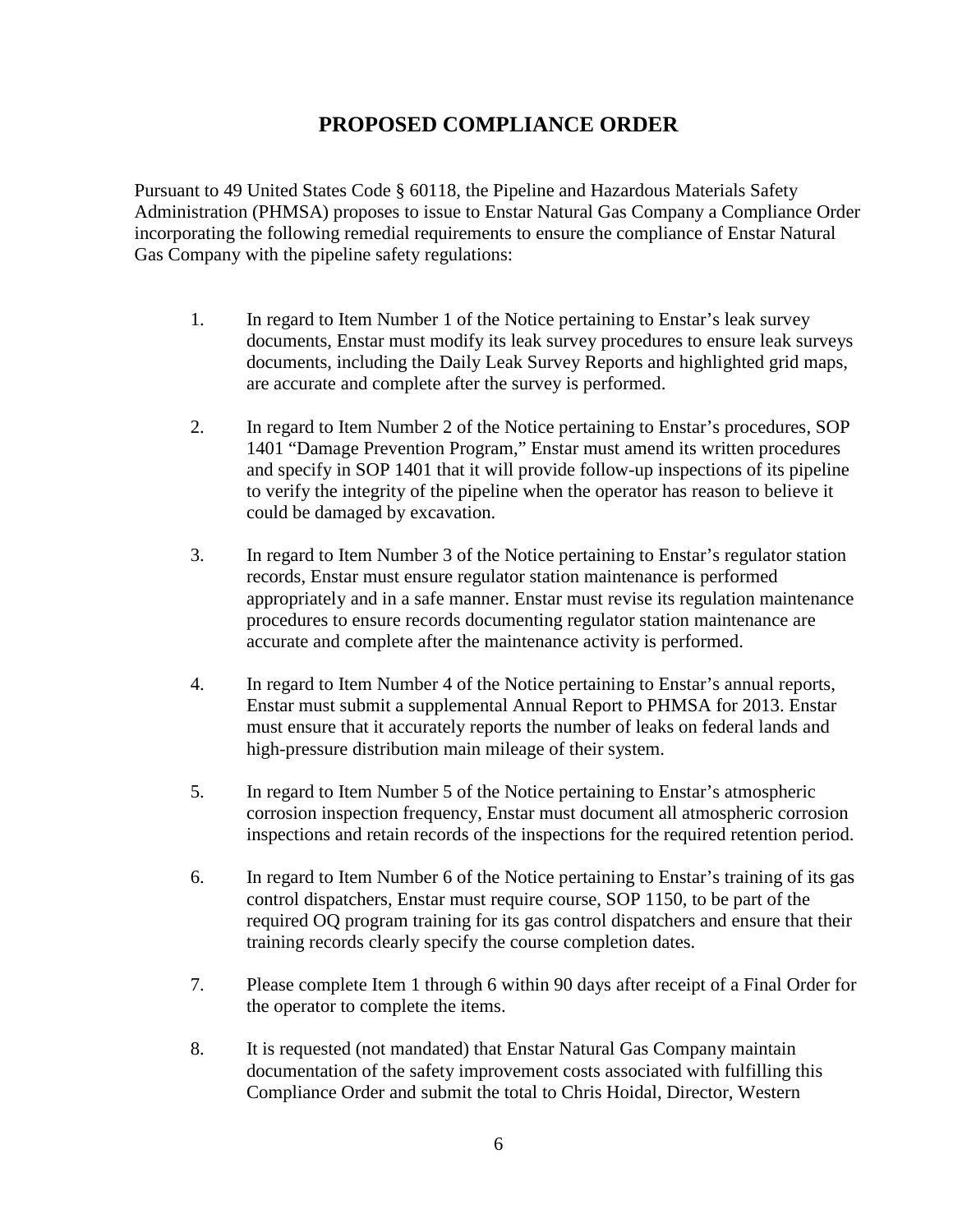# PROPOSED COMPLIANCE ORDER

Pursuant to 49 United States Code § 60118, the Pipeline and Hazardous Materials Safety Administration (PHMSA) proposes to issue to Enstar Natural Gas Company a Compliance Order incorporating the following remedial requirements to ensure the compliance of Enstar Natural Gas Company with the pipeline safety regulations:

1. In regard to Item Number 1 of the Notice pertaining to Enstar's leak survey documents, Enstar must modify its leak survey procedures to ensure leak surveys documents, including the Daily Leak Survey Reports and highlighted grid maps, are accurate and complete after the survey is performed.

2. In regard to Item Number 2 of the Notice pertaining to Enstar's procedures, SOP 1401 "Damage Prevention Program," Enstar must amend its written procedures and specify in SOP 1401 that it will provide follow-up inspections of its pipeline to verify the integrity of the pipeline when the operator has reason to believe it could be damaged by excavation.

3. In regard to Item Number 3 of the Notice pertaining to Enstar's regulator station records, Enstar must ensure regulator station maintenance is performed appropriately and in a safe manner. Enstar must revise its regulation maintenance procedures to ensure records documenting regulator station maintenance are accurate and complete after the maintenance activity is performed.

4. In regard to Item Number 4 of the Notice pertaining to Enstar's annual reports, Enstar must submit a supplemental Annual Report to PHMSA for 2013. Enstar must ensure that it accurately reports the number of leaks on federal lands and high-pressure distribution main mileage of their system.

5. In regard to Item Number 5 of the Notice pertaining to Enstar's atmospheric corrosion inspection frequency, Enstar must document all atmospheric corrosion inspections and retain records of the inspections for the required retention period.

6. In regard to Item Number 6 of the Notice pertaining to Enstar's training of its gas control dispatchers, Enstar must require course, SOP 1150, to be part of the required OQ program training for its gas control dispatchers and ensure that their training records clearly specify the course completion dates.

7. Please complete Item 1 through 6 within 90 days after receipt of a Final Order for the operator to complete the items.

8. It is requested (not mandated) that Enstar Natural Gas Company maintain documentation of the safety improvement costs associated with fulfilling this Compliance Order and submit the total to Chris Hoidal, Director, Western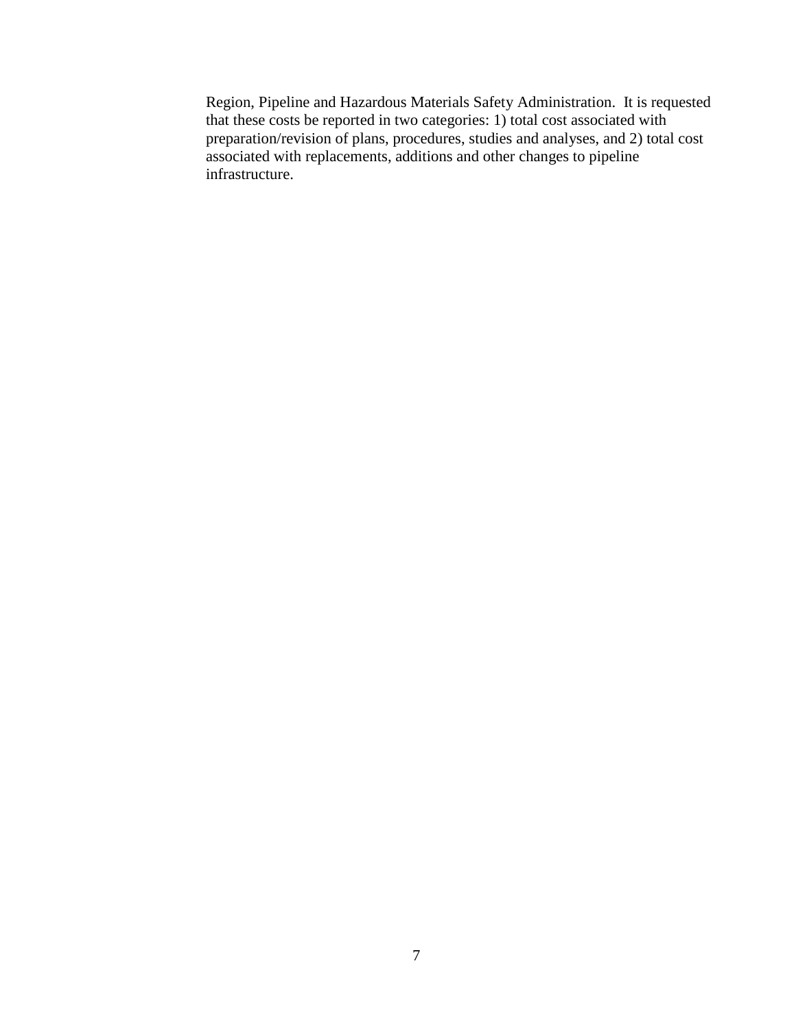Region, Pipeline and Hazardous Materials Safety Administration. It is requested that these costs be reported in two categories: 1) total cost associated with preparation/revision of plans, procedures, studies and analyses, and 2) total cost associated with replacements, additions and other changes to pipeline infrastructure.